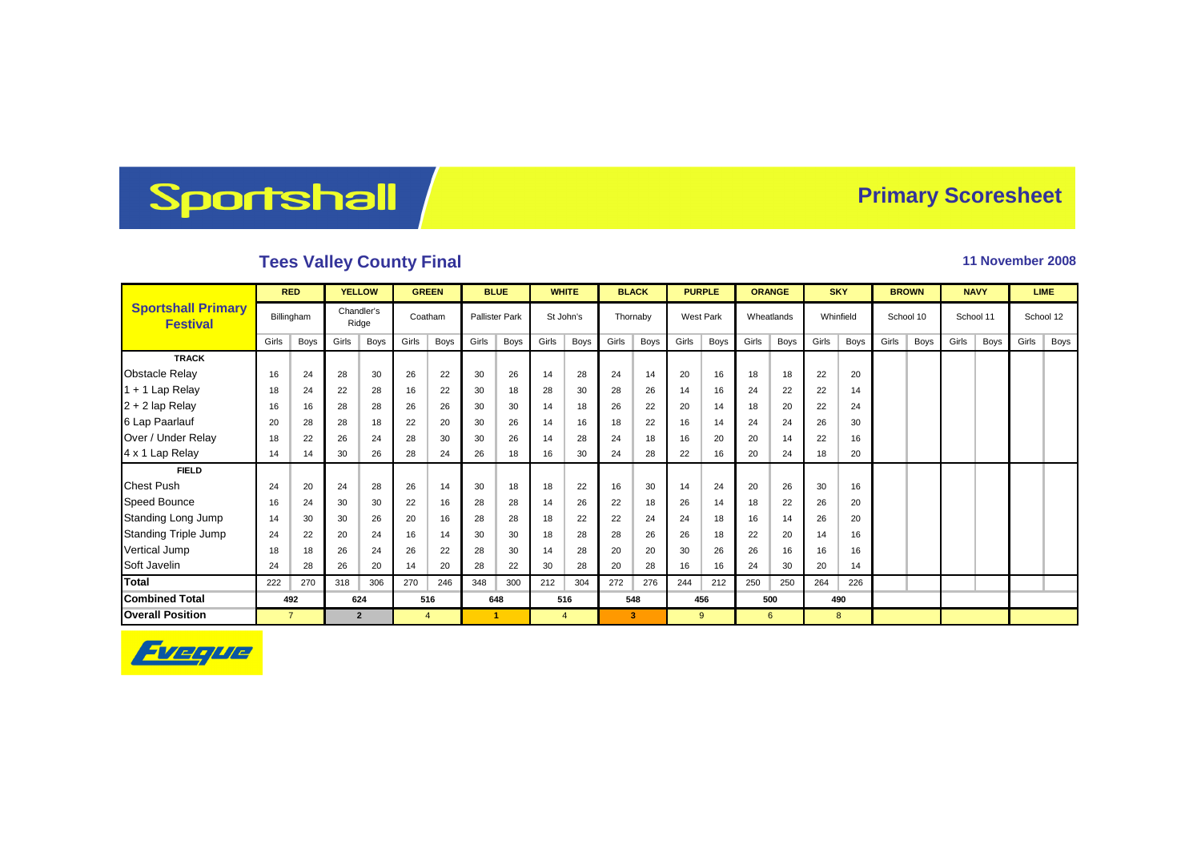# Sportshall

## Primary Scoresheet

### Tees Valley County Final

**11 November 2008**

| Sportshall Primary Festival | RED | | YELLOW | | GREEN | | BLUE | | WHITE | | BLACK | | PURPLE | | ORANGE | | SKY | | BROWN | | NAVY | | LIME | |
|---|---|---|---|---|---|---|---|---|---|---|---|---|---|---|---|---|---|---|---|---|---|---|---|---|
| | Billingham | | Chandler's Ridge | | Coatham | | Pallister Park | | St John's | | Thornaby | | West Park | | Wheatlands | | Whinfield | | School 10 | | School 11 | | School 12 | |
| | Girls | Boys | Girls | Boys | Girls | Boys | Girls | Boys | Girls | Boys | Girls | Boys | Girls | Boys | Girls | Boys | Girls | Boys | Girls | Boys | Girls | Boys | Girls | Boys |
| **TRACK** | | | | | | | | | | | | | | | | | | | | | | | | |
| Obstacle Relay | 16 | 24 | 28 | 30 | 26 | 22 | 30 | 26 | 14 | 28 | 24 | 14 | 20 | 16 | 18 | 18 | 22 | 20 | | | | | | |
| 1 + 1 Lap Relay | 18 | 24 | 22 | 28 | 16 | 22 | 30 | 18 | 28 | 30 | 28 | 26 | 14 | 16 | 24 | 22 | 22 | 14 | | | | | | |
| 2 + 2 lap Relay | 16 | 16 | 28 | 28 | 26 | 26 | 30 | 30 | 14 | 18 | 26 | 22 | 20 | 14 | 18 | 20 | 22 | 24 | | | | | | |
| 6 Lap Paarlauf | 20 | 28 | 28 | 18 | 22 | 20 | 30 | 26 | 14 | 16 | 18 | 22 | 16 | 14 | 24 | 24 | 26 | 30 | | | | | | |
| Over / Under Relay | 18 | 22 | 26 | 24 | 28 | 30 | 30 | 26 | 14 | 28 | 24 | 18 | 16 | 20 | 20 | 14 | 22 | 16 | | | | | | |
| 4 x 1 Lap Relay | 14 | 14 | 30 | 26 | 28 | 24 | 26 | 18 | 16 | 30 | 24 | 28 | 22 | 16 | 20 | 24 | 18 | 20 | | | | | | |
| **FIELD** | | | | | | | | | | | | | | | | | | | | | | | | |
| Chest Push | 24 | 20 | 24 | 28 | 26 | 14 | 30 | 18 | 18 | 22 | 16 | 30 | 14 | 24 | 20 | 26 | 30 | 16 | | | | | | |
| Speed Bounce | 16 | 24 | 30 | 30 | 22 | 16 | 28 | 28 | 14 | 26 | 22 | 18 | 26 | 14 | 18 | 22 | 26 | 20 | | | | | | |
| Standing Long Jump | 14 | 30 | 30 | 26 | 20 | 16 | 28 | 28 | 18 | 22 | 22 | 24 | 24 | 18 | 16 | 14 | 26 | 20 | | | | | | |
| Standing Triple Jump | 24 | 22 | 20 | 24 | 16 | 14 | 30 | 30 | 18 | 28 | 28 | 26 | 26 | 18 | 22 | 20 | 14 | 16 | | | | | | |
| Vertical Jump | 18 | 18 | 26 | 24 | 26 | 22 | 28 | 30 | 14 | 28 | 20 | 20 | 30 | 26 | 26 | 16 | 16 | 16 | | | | | | |
| Soft Javelin | 24 | 28 | 26 | 20 | 14 | 20 | 28 | 22 | 30 | 28 | 20 | 28 | 16 | 16 | 24 | 30 | 20 | 14 | | | | | | |
| **Total** | 222 | 270 | 318 | 306 | 270 | 246 | 348 | 300 | 212 | 304 | 272 | 276 | 244 | 212 | 250 | 250 | 264 | 226 | | | | | | |
| **Combined Total** | 492 | | 624 | | 516 | | 648 | | 516 | | 548 | | 456 | | 500 | | 490 | | | | | | | |
| **Overall Position** | 7 | | 2 | | 4 | | 1 | | 4 | | 3 | | 9 | | 6 | | 8 | | | | | | | |

Eveque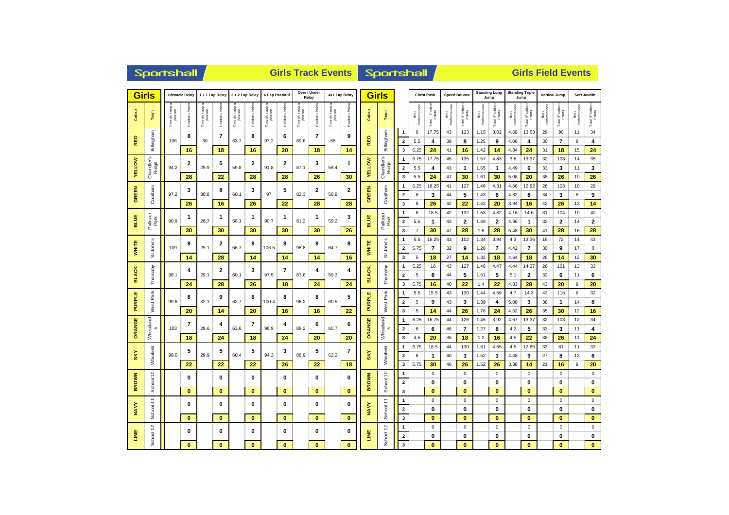# Sportshall — Girls Track Events

| Colour | Team | Obstacle Relay: Time (in secs) or position | Obstacle Relay: Position | Obstacle Relay: Points | 1 + 1 Lap Relay: Time (in secs) or position | 1 + 1 Lap Relay: Position | 1 + 1 Lap Relay: Points | 2 + 2 Lap Relay: Time (in secs) or position | 2 + 2 Lap Relay: Position | 2 + 2 Lap Relay: Points | 6 Lap Paarlauf: Time (in secs) or position | 6 Lap Paarlauf: Position | 6 Lap Paarlauf: Points | Over / Under Relay: Time (in secs) or position | Over / Under Relay: Position | Over / Under Relay: Points | 4x1 Lap Relay: Time (in secs) or position | 4x1 Lap Relay: Position | 4x1 Lap Relay: Points |
|---|---|---|---|---|---|---|---|---|---|---|---|---|---|---|---|---|---|---|---|
| RED | Billingham | 106 | 8 | 16 | 30 | 7 | 18 | 63.7 | 8 | 16 | 97.2 | 6 | 20 | 89.6 | 7 | 18 | 68 | 9 | 14 |
| YELLOW | Chandler's Ridge | 94.2 | 2 | 28 | 29.9 | 5 | 22 | 59.8 | 2 | 28 | 91.8 | 2 | 28 | 87.1 | 3 | 26 | 58.4 | 1 | 30 |
| GREEN | Coatham | 97.2 | 3 | 26 | 30.8 | 8 | 16 | 60.1 | 3 | 26 | 97 | 5 | 22 | 82.3 | 2 | 28 | 58.9 | 2 | 28 |
| BLUE | Pallister Park | 90.9 | 1 | 30 | 28.7 | 1 | 30 | 58.1 | 1 | 30 | 90.7 | 1 | 30 | 81.2 | 1 | 30 | 59.2 | 3 | 26 |
| WHITE | St John's | 109 | 9 | 14 | 29.1 | 2 | 28 | 66.7 | 9 | 14 | 106.5 | 9 | 14 | 98.8 | 9 | 14 | 64.7 | 8 | 16 |
| BLACK | Thornaby | 98.1 | 4 | 24 | 29.1 | 2 | 28 | 60.1 | 3 | 26 | 97.5 | 7 | 18 | 87.6 | 4 | 24 | 59.3 | 4 | 24 |
| PURPLE | West Park | 99.6 | 6 | 20 | 32.1 | 9 | 14 | 62.7 | 6 | 20 | 100.4 | 8 | 16 | 96.2 | 8 | 16 | 60.5 | 5 | 22 |
| ORANGE | Wheatlands | 103 | 7 | 18 | 29.6 | 4 | 24 | 63.6 | 7 | 18 | 96.9 | 4 | 24 | 89.2 | 6 | 20 | 60.7 | 6 | 20 |
| SKY | Whinfield | 98.6 | 5 | 22 | 29.9 | 5 | 22 | 60.4 | 5 | 22 | 94.3 | 3 | 26 | 88.9 | 5 | 22 | 62.2 | 7 | 18 |
| BROWN | School 10 | | 0 | 0 | | 0 | 0 | | 0 | 0 | | 0 | 0 | | 0 | 0 | | 0 | 0 |
| NAVY | School 11 | | 0 | 0 | | 0 | 0 | | 0 | 0 | | 0 | 0 | | 0 | 0 | | 0 | 0 |
| LIME | School 12 | | 0 | 0 | | 0 | 0 | | 0 | 0 | | 0 | 0 | | 0 | 0 | | 0 | 0 |

# Sportshall — Girls Field Events

| Colour | Team | | Chest Push: Best Performances | Chest Push: Total / Position / Points | Speed Bounce: Best Performances | Speed Bounce: Total / Position / Points | Standing Long Jump: Best Performances | Standing Long Jump: Total / Position / Points | Standing Triple Jump: Best Performances | Standing Triple Jump: Total / Position / Points | Vertical Jump: Best Performances | Vertical Jump: Total / Position / Points | Soft Javelin: Best Performances | Soft Javelin: Total / Position / Points |
|---|---|---|---|---|---|---|---|---|---|---|---|---|---|---|
| RED | Billingham | 1 | 6 | 17.75 | 43 | 123 | 1.15 | 3.82 | 4.68 | 13.58 | 29 | 90 | 11 | 34 |
| | | 2 | 5.5 | 4 | 39 | 8 | 1.25 | 9 | 4.06 | 4 | 30 | 7 | 8 | 4 |
| | | 3 | 6.25 | 24 | 41 | 16 | 1.42 | 14 | 4.84 | 24 | 31 | 18 | 15 | 24 |
| YELLOW | Chandler's Ridge | 1 | 6.75 | 17.75 | 45 | 135 | 1.57 | 4.83 | 3.8 | 13.37 | 32 | 103 | 14 | 35 |
| | | 2 | 5.5 | 4 | 43 | 1 | 1.65 | 1 | 4.49 | 6 | 33 | 3 | 11 | 3 |
| | | 3 | 5.5 | 24 | 47 | 30 | 1.61 | 30 | 5.08 | 20 | 38 | 26 | 10 | 26 |
| GREEN | Coatham | 1 | 6.25 | 18.25 | 41 | 127 | 1.46 | 4.31 | 4.66 | 12.92 | 26 | 103 | 10 | 29 |
| | | 2 | 6 | 3 | 44 | 5 | 1.43 | 6 | 4.32 | 8 | 34 | 3 | 6 | 9 |
| | | 3 | 6 | 26 | 42 | 22 | 1.42 | 20 | 3.94 | 16 | 43 | 26 | 13 | 14 |
| BLUE | Pallister Park | 1 | 6 | 18.5 | 42 | 132 | 1.53 | 4.82 | 4.16 | 14.6 | 31 | 104 | 10 | 40 |
| | | 2 | 5.5 | 1 | 43 | 2 | 1.69 | 2 | 4.96 | 1 | 32 | 2 | 14 | 2 |
| | | 3 | 7 | 30 | 47 | 28 | 1.6 | 28 | 5.48 | 30 | 41 | 28 | 16 | 28 |
| WHITE | St John's | 1 | 5.5 | 16.25 | 43 | 102 | 1.34 | 3.94 | 4.3 | 13.36 | 16 | 72 | 14 | 43 |
| | | 2 | 5.75 | 7 | 32 | 9 | 1.28 | 7 | 4.42 | 7 | 30 | 9 | 17 | 1 |
| | | 3 | 5 | 18 | 27 | 14 | 1.32 | 18 | 4.64 | 18 | 26 | 14 | 12 | 30 |
| BLACK | Thornaby | 1 | 5.25 | 16 | 43 | 127 | 1.46 | 4.47 | 4.44 | 14.37 | 26 | 101 | 13 | 33 |
| | | 2 | 5 | 8 | 44 | 5 | 1.61 | 5 | 5.1 | 2 | 32 | 6 | 11 | 6 |
| | | 3 | 5.75 | 16 | 40 | 22 | 1.4 | 22 | 4.83 | 28 | 43 | 20 | 9 | 20 |
| PURPLE | West Park | 1 | 5.5 | 15.5 | 43 | 130 | 1.44 | 4.59 | 4.7 | 14.3 | 43 | 116 | 6 | 32 |
| | | 2 | 5 | 9 | 43 | 3 | 1.39 | 4 | 5.08 | 3 | 38 | 1 | 14 | 8 |
| | | 3 | 5 | 14 | 44 | 26 | 1.76 | 24 | 4.52 | 26 | 35 | 30 | 12 | 16 |
| ORANGE | Wheatlands | 1 | 6.25 | 16.75 | 44 | 126 | 1.45 | 3.92 | 4.67 | 13.37 | 32 | 103 | 12 | 34 |
| | | 2 | 6 | 6 | 46 | 7 | 1.27 | 8 | 4.2 | 5 | 33 | 3 | 11 | 4 |
| | | 3 | 4.5 | 20 | 36 | 18 | 1.2 | 16 | 4.5 | 22 | 38 | 26 | 11 | 24 |
| SKY | Whinfield | 1 | 6.75 | 18.5 | 44 | 130 | 1.61 | 4.65 | 4.5 | 12.86 | 33 | 81 | 11 | 33 |
| | | 2 | 6 | 1 | 40 | 3 | 1.52 | 3 | 4.48 | 9 | 27 | 8 | 13 | 6 |
| | | 3 | 5.75 | 30 | 46 | 26 | 1.52 | 26 | 3.88 | 14 | 21 | 16 | 9 | 20 |
| BROWN | School 10 | 1 | | 0 | | 0 | | 0 | | 0 | | 0 | | 0 |
| | | 2 | | 0 | | 0 | | 0 | | 0 | | 0 | | 0 |
| | | 3 | | 0 | | 0 | | 0 | | 0 | | 0 | | 0 |
| NAVY | School 11 | 1 | | 0 | | 0 | | 0 | | 0 | | 0 | | 0 |
| | | 2 | | 0 | | 0 | | 0 | | 0 | | 0 | | 0 |
| | | 3 | | 0 | | 0 | | 0 | | 0 | | 0 | | 0 |
| LIME | School 12 | 1 | | 0 | | 0 | | 0 | | 0 | | 0 | | 0 |
| | | 2 | | 0 | | 0 | | 0 | | 0 | | 0 | | 0 |
| | | 3 | | 0 | | 0 | | 0 | | 0 | | 0 | | 0 |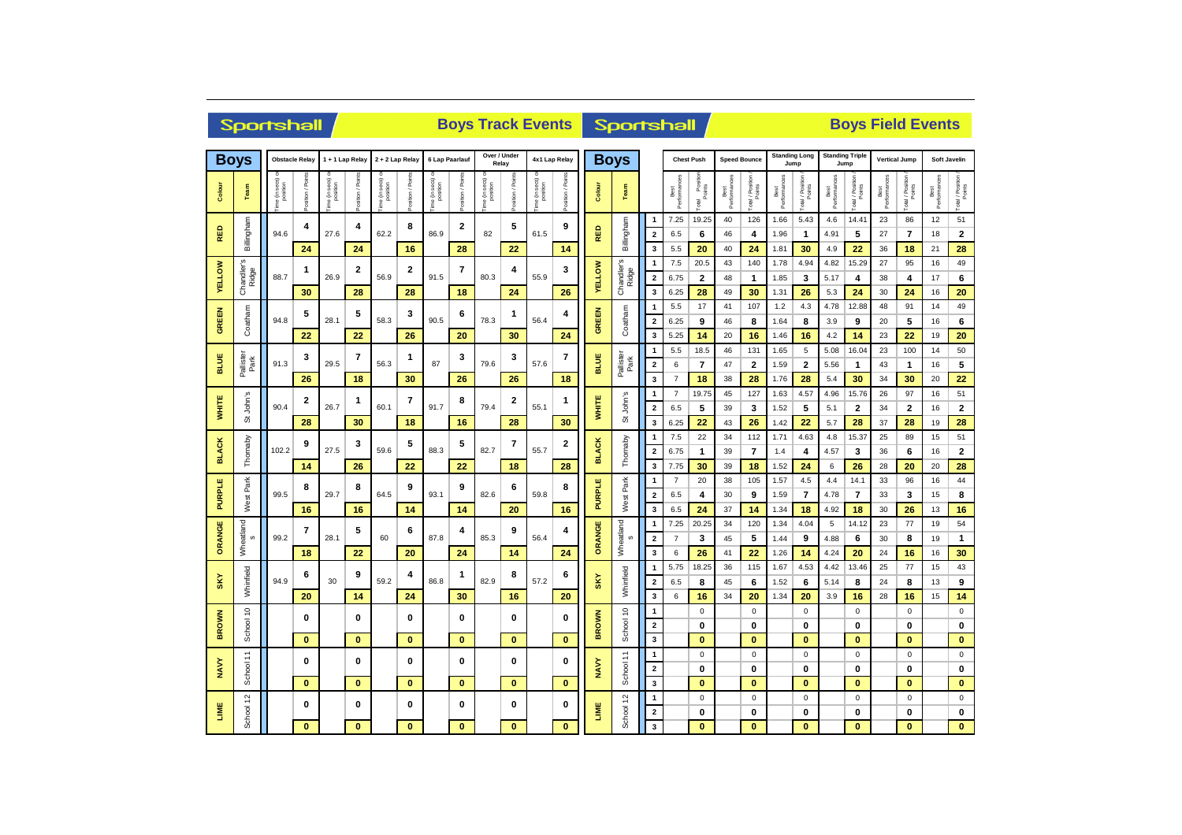## Sportshall — Boys Track Events

| Colour | Team | Obstacle Relay: Time (in secs) or position | Obstacle Relay: Position / Points | 1 + 1 Lap Relay: Time (in secs) or position | 1 + 1 Lap Relay: Position / Points | 2 + 2 Lap Relay: Time (in secs) or position | 2 + 2 Lap Relay: Position / Points | 6 Lap Paarlauf: Time (in secs) or position | 6 Lap Paarlauf: Position / Points | Over / Under Relay: Time (in secs) or position | Over / Under Relay: Position / Points | 4x1 Lap Relay: Time (in secs) or position | 4x1 Lap Relay: Position / Points |
|---|---|---|---|---|---|---|---|---|---|---|---|---|---|
| RED | Billingham | 94.6 | 4 | 27.6 | 4 | 62.2 | 8 | 86.9 | 2 | 82 | 5 | 61.5 | 9 |
| | | | **24** | | **24** | | **16** | | **28** | | **22** | | **14** |
| YELLOW | Chandler's Ridge | 88.7 | 1 | 26.9 | 2 | 56.9 | 2 | 91.5 | 7 | 80.3 | 4 | 55.9 | 3 |
| | | | **30** | | **28** | | **28** | | **18** | | **24** | | **26** |
| GREEN | Coatham | 94.8 | 5 | 28.1 | 5 | 58.3 | 3 | 90.5 | 6 | 78.3 | 1 | 56.4 | 4 |
| | | | **22** | | **22** | | **26** | | **20** | | **30** | | **24** |
| BLUE | Pallister Park | 91.3 | 3 | 29.5 | 7 | 56.3 | 1 | 87 | 3 | 79.6 | 3 | 57.6 | 7 |
| | | | **26** | | **18** | | **30** | | **26** | | **26** | | **18** |
| WHITE | St John's | 90.4 | 2 | 26.7 | 1 | 60.1 | 7 | 91.7 | 8 | 79.4 | 2 | 55.1 | 1 |
| | | | **28** | | **30** | | **18** | | **16** | | **28** | | **30** |
| BLACK | Thornaby | 102.2 | 9 | 27.5 | 3 | 59.6 | 5 | 88.3 | 5 | 82.7 | 7 | 55.7 | 2 |
| | | | **14** | | **26** | | **22** | | **22** | | **18** | | **28** |
| PURPLE | West Park | 99.5 | 8 | 29.7 | 8 | 64.5 | 9 | 93.1 | 9 | 82.6 | 6 | 59.8 | 8 |
| | | | **16** | | **16** | | **14** | | **14** | | **20** | | **16** |
| ORANGE | Wheatlands | 99.2 | 7 | 28.1 | 5 | 60 | 6 | 87.8 | 4 | 85.3 | 9 | 56.4 | 4 |
| | | | **18** | | **22** | | **20** | | **24** | | **14** | | **24** |
| SKY | Whinfield | 94.9 | 6 | 30 | 9 | 59.2 | 4 | 86.8 | 1 | 82.9 | 8 | 57.2 | 6 |
| | | | **20** | | **14** | | **24** | | **30** | | **16** | | **20** |
| BROWN | School 10 | | 0 | | 0 | | 0 | | 0 | | 0 | | 0 |
| | | | **0** | | **0** | | **0** | | **0** | | **0** | | **0** |
| NAVY | School 11 | | 0 | | 0 | | 0 | | 0 | | 0 | | 0 |
| | | | **0** | | **0** | | **0** | | **0** | | **0** | | **0** |
| LIME | School 12 | | 0 | | 0 | | 0 | | 0 | | 0 | | 0 |
| | | | **0** | | **0** | | **0** | | **0** | | **0** | | **0** |

## Sportshall — Boys Field Events

| Colour | Team | | Chest Push: Best Performances | Chest Push: Total / Position / Points | Speed Bounce: Best Performances | Speed Bounce: Total / Position / Points | Standing Long Jump: Best Performances | Standing Long Jump: Total / Position / Points | Standing Triple Jump: Best Performances | Standing Triple Jump: Total / Position / Points | Vertical Jump: Best Performances | Vertical Jump: Total / Position / Points | Soft Javelin: Best Performances | Soft Javelin: Total / Position / Points |
|---|---|---|---|---|---|---|---|---|---|---|---|---|---|---|
| RED | Billingham | 1 | 7.25 | 19.25 | 40 | 126 | 1.66 | 5.43 | 4.6 | 14.41 | 23 | 86 | 12 | 51 |
| | | 2 | 6.5 | 6 | 46 | 4 | 1.96 | 1 | 4.91 | 5 | 27 | 7 | 18 | 2 |
| | | 3 | 5.5 | **20** | 40 | **24** | 1.81 | **30** | 4.9 | **22** | 36 | **18** | 21 | **28** |
| YELLOW | Chandler's Ridge | 1 | 7.5 | 20.5 | 43 | 140 | 1.78 | 4.94 | 4.82 | 15.29 | 27 | 95 | 16 | 49 |
| | | 2 | 6.75 | 2 | 48 | 1 | 1.85 | 3 | 5.17 | 4 | 38 | 4 | 17 | 6 |
| | | 3 | 6.25 | **28** | 49 | **30** | 1.31 | **26** | 5.3 | **24** | 30 | **24** | 16 | **20** |
| GREEN | Coatham | 1 | 5.5 | 17 | 41 | 107 | 1.2 | 4.3 | 4.78 | 12.88 | 48 | 91 | 14 | 49 |
| | | 2 | 6.25 | 9 | 46 | 8 | 1.64 | 8 | 3.9 | 9 | 20 | 5 | 16 | 6 |
| | | 3 | 5.25 | **14** | 20 | **16** | 1.46 | **16** | 4.2 | **14** | 23 | **22** | 19 | **20** |
| BLUE | Pallister Park | 1 | 5.5 | 18.5 | 46 | 131 | 1.65 | 5 | 5.08 | 16.04 | 23 | 100 | 14 | 50 |
| | | 2 | 6 | 7 | 47 | 2 | 1.59 | 2 | 5.56 | 1 | 43 | 1 | 16 | 5 |
| | | 3 | 7 | **18** | 38 | **28** | 1.76 | **28** | 5.4 | **30** | 34 | **30** | 20 | **22** |
| WHITE | St John's | 1 | 7 | 19.75 | 45 | 127 | 1.63 | 4.57 | 4.96 | 15.76 | 26 | 97 | 16 | 51 |
| | | 2 | 6.5 | 5 | 39 | 3 | 1.52 | 5 | 5.1 | 2 | 34 | 2 | 16 | 2 |
| | | 3 | 6.25 | **22** | 43 | **26** | 1.42 | **22** | 5.7 | **28** | 37 | **28** | 19 | **28** |
| BLACK | Thornaby | 1 | 7.5 | 22 | 34 | 112 | 1.71 | 4.63 | 4.8 | 15.37 | 25 | 89 | 15 | 51 |
| | | 2 | 6.75 | 1 | 39 | 7 | 1.4 | 4 | 4.57 | 3 | 36 | 6 | 16 | 2 |
| | | 3 | 7.75 | **30** | 39 | **18** | 1.52 | **24** | 6 | **26** | 28 | **20** | 20 | **28** |
| PURPLE | West Park | 1 | 7 | 20 | 38 | 105 | 1.57 | 4.5 | 4.4 | 14.1 | 33 | 96 | 16 | 44 |
| | | 2 | 6.5 | 4 | 30 | 9 | 1.59 | 7 | 4.78 | 7 | 33 | 3 | 15 | 8 |
| | | 3 | 6.5 | **24** | 37 | **14** | 1.34 | **18** | 4.92 | **18** | 30 | **26** | 13 | **16** |
| ORANGE | Wheatlands | 1 | 7.25 | 20.25 | 34 | 120 | 1.34 | 4.04 | 5 | 14.12 | 23 | 77 | 19 | 54 |
| | | 2 | 7 | 3 | 45 | 5 | 1.44 | 9 | 4.88 | 6 | 30 | 8 | 19 | 1 |
| | | 3 | 6 | **26** | 41 | **22** | 1.26 | **14** | 4.24 | **20** | 24 | **16** | 16 | **30** |
| SKY | Whinfield | 1 | 5.75 | 18.25 | 36 | 115 | 1.67 | 4.53 | 4.42 | 13.46 | 25 | 77 | 15 | 43 |
| | | 2 | 6.5 | 8 | 45 | 6 | 1.52 | 6 | 5.14 | 8 | 24 | 8 | 13 | 9 |
| | | 3 | 6 | **16** | 34 | **20** | 1.34 | **20** | 3.9 | **16** | 28 | **16** | 15 | **14** |
| BROWN | School 10 | 1 | | 0 | | 0 | | 0 | | 0 | | 0 | | 0 |
| | | 2 | | 0 | | 0 | | 0 | | 0 | | 0 | | 0 |
| | | 3 | | **0** | | **0** | | **0** | | **0** | | **0** | | **0** |
| NAVY | School 11 | 1 | | 0 | | 0 | | 0 | | 0 | | 0 | | 0 |
| | | 2 | | 0 | | 0 | | 0 | | 0 | | 0 | | 0 |
| | | 3 | | **0** | | **0** | | **0** | | **0** | | **0** | | **0** |
| LIME | School 12 | 1 | | 0 | | 0 | | 0 | | 0 | | 0 | | 0 |
| | | 2 | | 0 | | 0 | | 0 | | 0 | | 0 | | 0 |
| | | 3 | | **0** | | **0** | | **0** | | **0** | | **0** | | **0** |